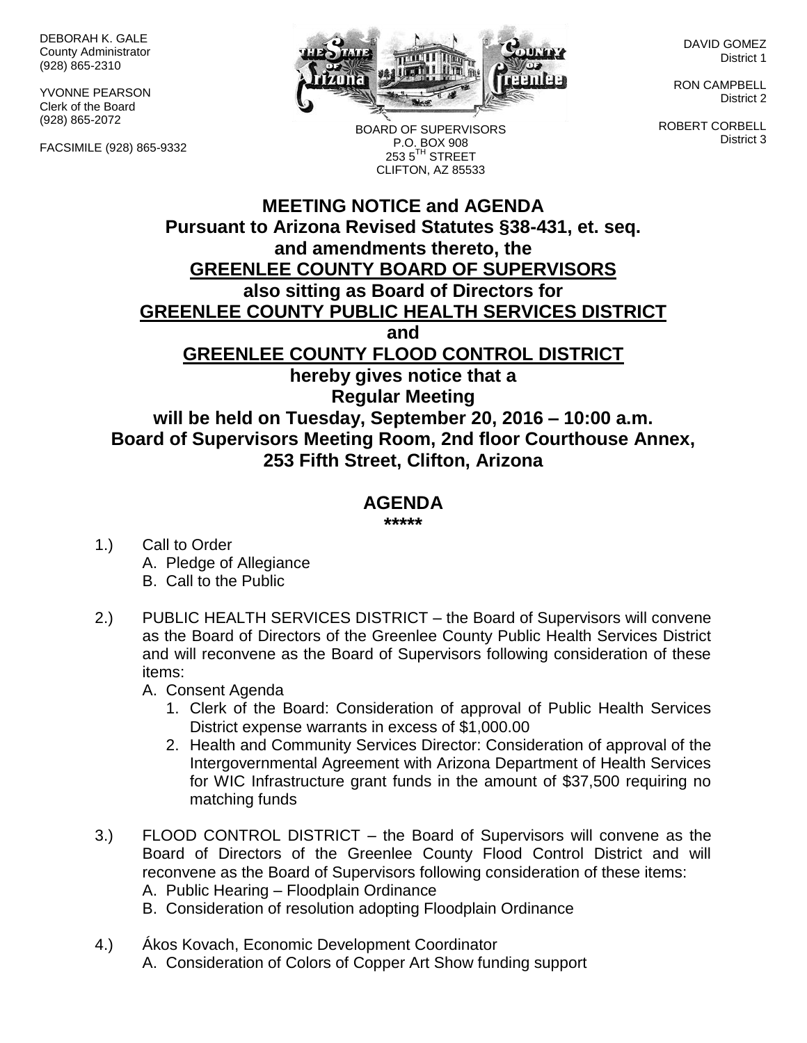DEBORAH K. GALE
County Administrator
(928) 865-2310

YVONNE PEARSON
Clerk of the Board
(928) 865-2072

FACSIMILE (928) 865-9332

BOARD OF SUPERVISORS
P.O. BOX 908
253 5TH STREET
CLIFTON, AZ 85533

DAVID GOMEZ
District 1

RON CAMPBELL
District 2

ROBERT CORBELL
District 3

# MEETING NOTICE and AGENDA

**Pursuant to Arizona Revised Statutes §38-431, et. seq. and amendments thereto, the**

**GREENLEE COUNTY BOARD OF SUPERVISORS**

**also sitting as Board of Directors for**

**GREENLEE COUNTY PUBLIC HEALTH SERVICES DISTRICT**

**and**

**GREENLEE COUNTY FLOOD CONTROL DISTRICT**

**hereby gives notice that a**

**Regular Meeting**

**will be held on Tuesday, September 20, 2016 – 10:00 a.m.**
**Board of Supervisors Meeting Room, 2nd floor Courthouse Annex, 253 Fifth Street, Clifton, Arizona**

## AGENDA

*****

1.) Call to Order
   A. Pledge of Allegiance
   B. Call to the Public

2.) PUBLIC HEALTH SERVICES DISTRICT – the Board of Supervisors will convene as the Board of Directors of the Greenlee County Public Health Services District and will reconvene as the Board of Supervisors following consideration of these items:
   A. Consent Agenda
      1. Clerk of the Board: Consideration of approval of Public Health Services District expense warrants in excess of $1,000.00
      2. Health and Community Services Director: Consideration of approval of the Intergovernmental Agreement with Arizona Department of Health Services for WIC Infrastructure grant funds in the amount of $37,500 requiring no matching funds

3.) FLOOD CONTROL DISTRICT – the Board of Supervisors will convene as the Board of Directors of the Greenlee County Flood Control District and will reconvene as the Board of Supervisors following consideration of these items:
   A. Public Hearing – Floodplain Ordinance
   B. Consideration of resolution adopting Floodplain Ordinance

4.) Ákos Kovach, Economic Development Coordinator
   A. Consideration of Colors of Copper Art Show funding support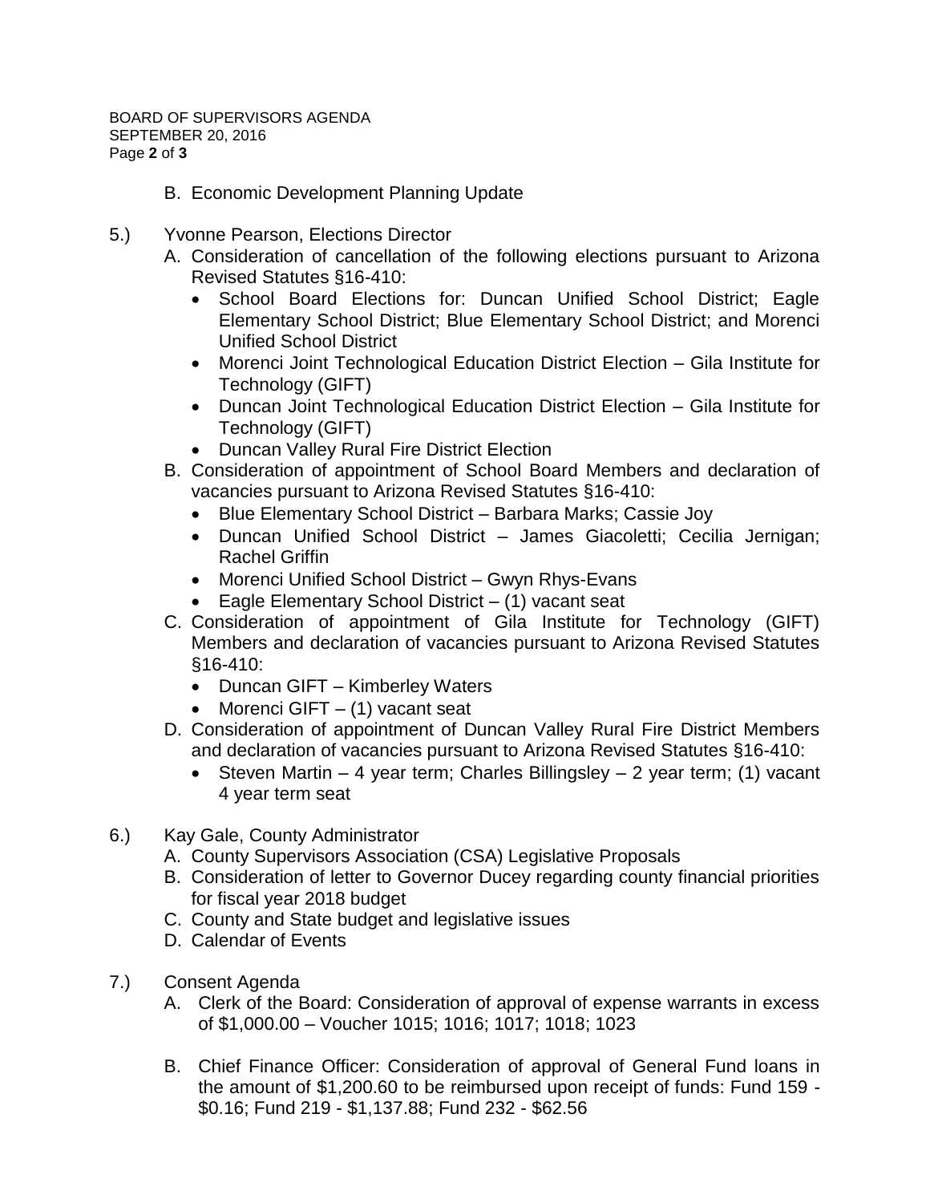B. Economic Development Planning Update

5.) Yvonne Pearson, Elections Director

A. Consideration of cancellation of the following elections pursuant to Arizona Revised Statutes §16-410:
   - School Board Elections for: Duncan Unified School District; Eagle Elementary School District; Blue Elementary School District; and Morenci Unified School District
   - Morenci Joint Technological Education District Election – Gila Institute for Technology (GIFT)
   - Duncan Joint Technological Education District Election – Gila Institute for Technology (GIFT)
   - Duncan Valley Rural Fire District Election

B. Consideration of appointment of School Board Members and declaration of vacancies pursuant to Arizona Revised Statutes §16-410:
   - Blue Elementary School District – Barbara Marks; Cassie Joy
   - Duncan Unified School District – James Giacoletti; Cecilia Jernigan; Rachel Griffin
   - Morenci Unified School District – Gwyn Rhys-Evans
   - Eagle Elementary School District – (1) vacant seat

C. Consideration of appointment of Gila Institute for Technology (GIFT) Members and declaration of vacancies pursuant to Arizona Revised Statutes §16-410:
   - Duncan GIFT – Kimberley Waters
   - Morenci GIFT – (1) vacant seat

D. Consideration of appointment of Duncan Valley Rural Fire District Members and declaration of vacancies pursuant to Arizona Revised Statutes §16-410:
   - Steven Martin – 4 year term; Charles Billingsley – 2 year term; (1) vacant 4 year term seat

6.) Kay Gale, County Administrator

A. County Supervisors Association (CSA) Legislative Proposals

B. Consideration of letter to Governor Ducey regarding county financial priorities for fiscal year 2018 budget

C. County and State budget and legislative issues

D. Calendar of Events

7.) Consent Agenda

A. Clerk of the Board: Consideration of approval of expense warrants in excess of $1,000.00 – Voucher 1015; 1016; 1017; 1018; 1023

B. Chief Finance Officer: Consideration of approval of General Fund loans in the amount of $1,200.60 to be reimbursed upon receipt of funds: Fund 159 - $0.16; Fund 219 - $1,137.88; Fund 232 - $62.56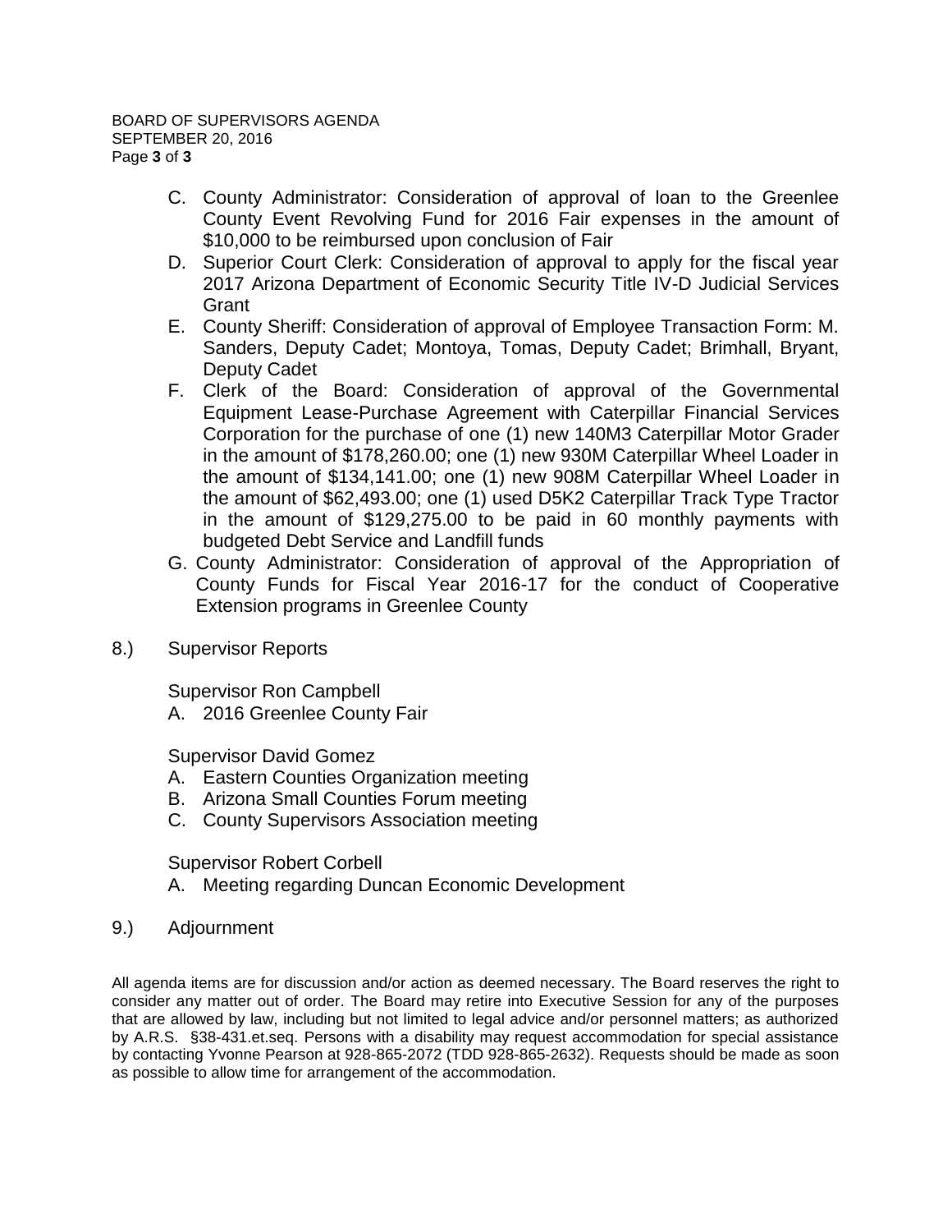C. County Administrator: Consideration of approval of loan to the Greenlee County Event Revolving Fund for 2016 Fair expenses in the amount of $10,000 to be reimbursed upon conclusion of Fair
D. Superior Court Clerk: Consideration of approval to apply for the fiscal year 2017 Arizona Department of Economic Security Title IV-D Judicial Services Grant
E. County Sheriff: Consideration of approval of Employee Transaction Form: M. Sanders, Deputy Cadet; Montoya, Tomas, Deputy Cadet; Brimhall, Bryant, Deputy Cadet
F. Clerk of the Board: Consideration of approval of the Governmental Equipment Lease-Purchase Agreement with Caterpillar Financial Services Corporation for the purchase of one (1) new 140M3 Caterpillar Motor Grader in the amount of $178,260.00; one (1) new 930M Caterpillar Wheel Loader in the amount of $134,141.00; one (1) new 908M Caterpillar Wheel Loader in the amount of $62,493.00; one (1) used D5K2 Caterpillar Track Type Tractor in the amount of $129,275.00 to be paid in 60 monthly payments with budgeted Debt Service and Landfill funds
G. County Administrator: Consideration of approval of the Appropriation of County Funds for Fiscal Year 2016-17 for the conduct of Cooperative Extension programs in Greenlee County

8.) Supervisor Reports

Supervisor Ron Campbell

A. 2016 Greenlee County Fair

Supervisor David Gomez

A. Eastern Counties Organization meeting
B. Arizona Small Counties Forum meeting
C. County Supervisors Association meeting

Supervisor Robert Corbell

A. Meeting regarding Duncan Economic Development

9.) Adjournment

All agenda items are for discussion and/or action as deemed necessary. The Board reserves the right to consider any matter out of order. The Board may retire into Executive Session for any of the purposes that are allowed by law, including but not limited to legal advice and/or personnel matters; as authorized by A.R.S. §38-431.et.seq. Persons with a disability may request accommodation for special assistance by contacting Yvonne Pearson at 928-865-2072 (TDD 928-865-2632). Requests should be made as soon as possible to allow time for arrangement of the accommodation.